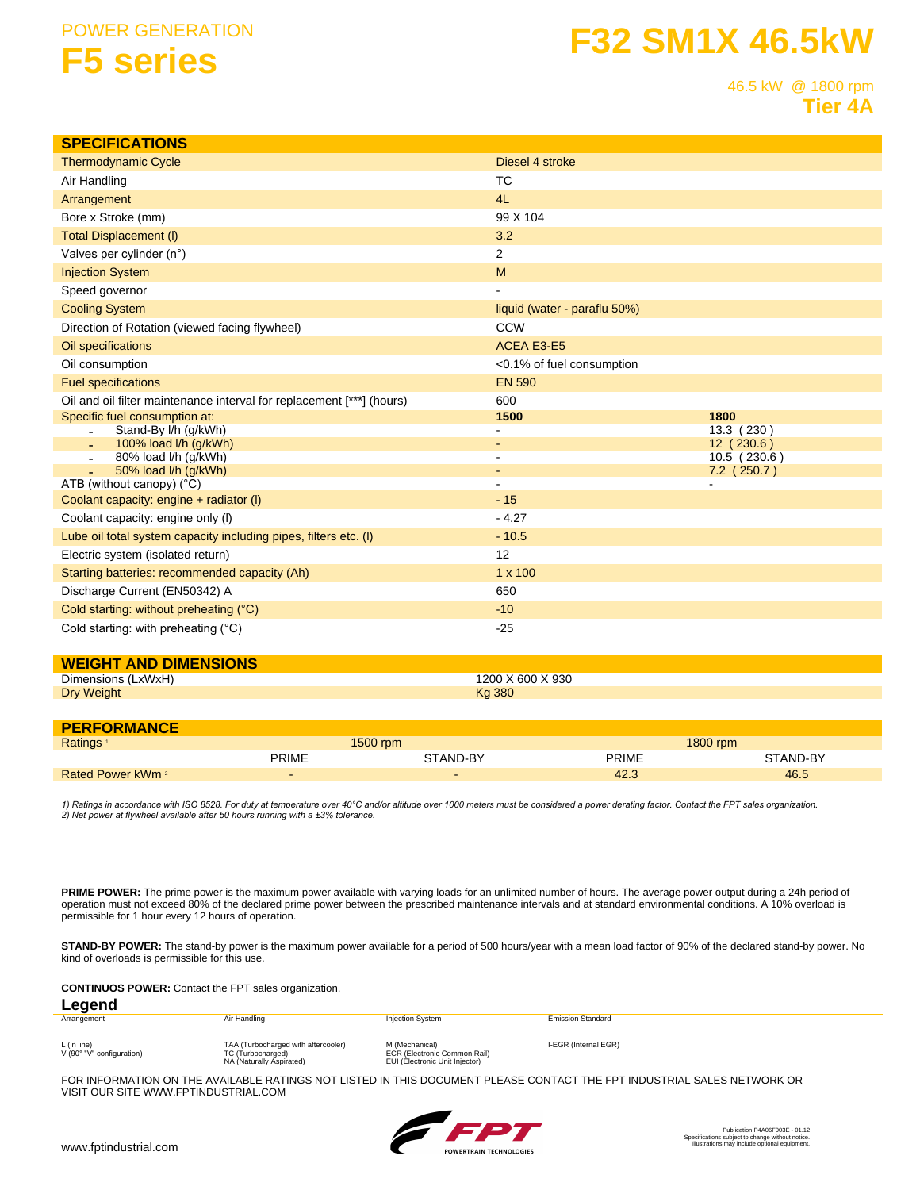POWER GENERATION

# F5 series

# F32 SM1X 46.5kW

46.5 kW @ 1800 rpm

**Tier 4A**

## SPECIFICATIONS

| | | |
|---|---|---|
| Thermodynamic Cycle | Diesel 4 stroke | |
| Air Handling | TC | |
| Arrangement | 4L | |
| Bore x Stroke (mm) | 99 X 104 | |
| Total Displacement (l) | 3.2 | |
| Valves per cylinder (n°) | 2 | |
| Injection System | M | |
| Speed governor | - | |
| Cooling System | liquid (water - paraflu 50%) | |
| Direction of Rotation (viewed facing flywheel) | CCW | |
| Oil specifications | ACEA E3-E5 | |
| Oil consumption | <0.1% of fuel consumption | |
| Fuel specifications | EN 590 | |
| Oil and oil filter maintenance interval for replacement [***] (hours) | 600 | |
| Specific fuel consumption at: | **1500** | **1800** |
| - Stand-By l/h (g/kWh) | - | 13.3 ( 230 ) |
| - 100% load l/h (g/kWh) | - | 12 ( 230.6 ) |
| - 80% load l/h (g/kWh) | - | 10.5 ( 230.6 ) |
| - 50% load l/h (g/kWh) | - | 7.2 ( 250.7 ) |
| ATB (without canopy) (°C) | - | - |
| Coolant capacity: engine + radiator (l) | - 15 | |
| Coolant capacity: engine only (l) | - 4.27 | |
| Lube oil total system capacity including pipes, filters etc. (l) | - 10.5 | |
| Electric system (isolated return) | 12 | |
| Starting batteries: recommended capacity (Ah) | 1 x 100 | |
| Discharge Current (EN50342) A | 650 | |
| Cold starting: without preheating (°C) | -10 | |
| Cold starting: with preheating (°C) | -25 | |

## WEIGHT AND DIMENSIONS

| | |
|---|---|
| Dimensions (LxWxH) | 1200 X 600 X 930 |
| Dry Weight | Kg 380 |

## PERFORMANCE

| Ratings [1] | 1500 rpm | | 1800 rpm | |
|---|---|---|---|---|
| | PRIME | STAND-BY | PRIME | STAND-BY |
| Rated Power kWm [2] | - | - | 42.3 | 46.5 |

*1) Ratings in accordance with ISO 8528. For duty at temperature over 40°C and/or altitude over 1000 meters must be considered a power derating factor. Contact the FPT sales organization.*
*2) Net power at flywheel available after 50 hours running with a ±3% tolerance.*

**PRIME POWER:** The prime power is the maximum power available with varying loads for an unlimited number of hours. The average power output during a 24h period of operation must not exceed 80% of the declared prime power between the prescribed maintenance intervals and at standard environmental conditions. A 10% overload is permissible for 1 hour every 12 hours of operation.

**STAND-BY POWER:** The stand-by power is the maximum power available for a period of 500 hours/year with a mean load factor of 90% of the declared stand-by power. No kind of overloads is permissible for this use.

**CONTINUOS POWER:** Contact the FPT sales organization.

## Legend

| Arrangement | Air Handling | Injection System | Emission Standard |
|---|---|---|---|
| L (in line)<br>V (90° "V" configuration) | TAA (Turbocharged with aftercooler)<br>TC (Turbocharged)<br>NA (Naturally Aspirated) | M (Mechanical)<br>ECR (Electronic Common Rail)<br>EUI (Electronic Unit Injector) | I-EGR (Internal EGR) |

FOR INFORMATION ON THE AVAILABLE RATINGS NOT LISTED IN THIS DOCUMENT PLEASE CONTACT THE FPT INDUSTRIAL SALES NETWORK OR VISIT OUR SITE WWW.FPTINDUSTRIAL.COM

www.fptindustrial.com

FPT POWERTRAIN TECHNOLOGIES

Publication P4A06F003E - 01.12
Specifications subject to change without notice.
Illustrations may include optional equipment.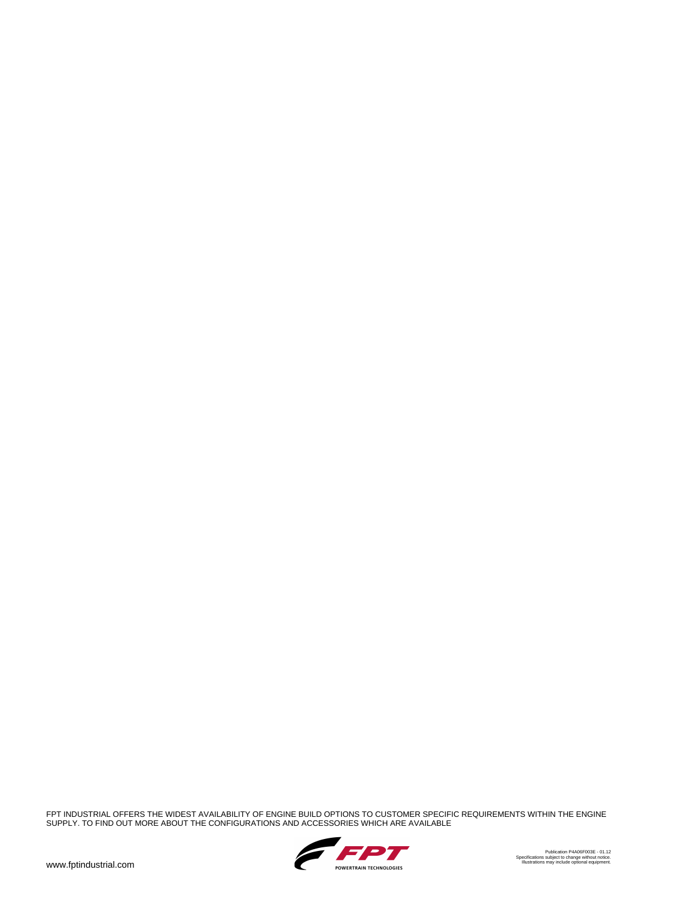FPT INDUSTRIAL OFFERS THE WIDEST AVAILABILITY OF ENGINE BUILD OPTIONS TO CUSTOMER SPECIFIC REQUIREMENTS WITHIN THE ENGINE SUPPLY. TO FIND OUT MORE ABOUT THE CONFIGURATIONS AND ACCESSORIES WHICH ARE AVAILABLE

www.fptindustrial.com

FPT POWERTRAIN TECHNOLOGIES

Publication P4A06F003E - 01.12
Specifications subject to change without notice.
Illustrations may include optional equipment.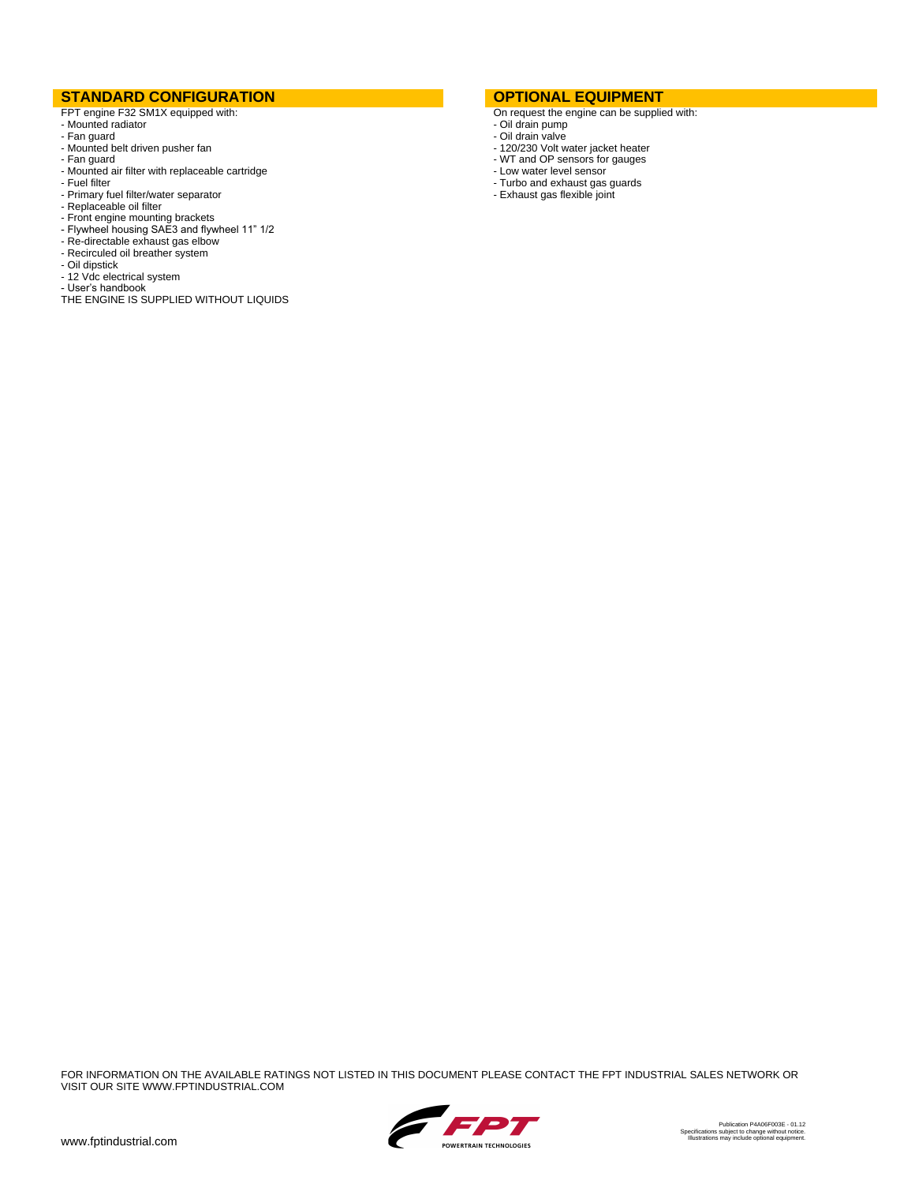## STANDARD CONFIGURATION

FPT engine F32 SM1X equipped with:

- Mounted radiator
- Fan guard
- Mounted belt driven pusher fan
- Fan guard
- Mounted air filter with replaceable cartridge
- Fuel filter
- Primary fuel filter/water separator
- Replaceable oil filter
- Front engine mounting brackets
- Flywheel housing SAE3 and flywheel 11" 1/2
- Re-directable exhaust gas elbow
- Recirculed oil breather system
- Oil dipstick
- 12 Vdc electrical system
- User's handbook

THE ENGINE IS SUPPLIED WITHOUT LIQUIDS

## OPTIONAL EQUIPMENT

On request the engine can be supplied with:

- Oil drain pump
- Oil drain valve
- 120/230 Volt water jacket heater
- WT and OP sensors for gauges
- Low water level sensor
- Turbo and exhaust gas guards
- Exhaust gas flexible joint

FOR INFORMATION ON THE AVAILABLE RATINGS NOT LISTED IN THIS DOCUMENT PLEASE CONTACT THE FPT INDUSTRIAL SALES NETWORK OR VISIT OUR SITE WWW.FPTINDUSTRIAL.COM

www.fptindustrial.com

FPT POWERTRAIN TECHNOLOGIES

Publication P4A06F003E - 01.12
Specifications subject to change without notice.
Illustrations may include optional equipment.